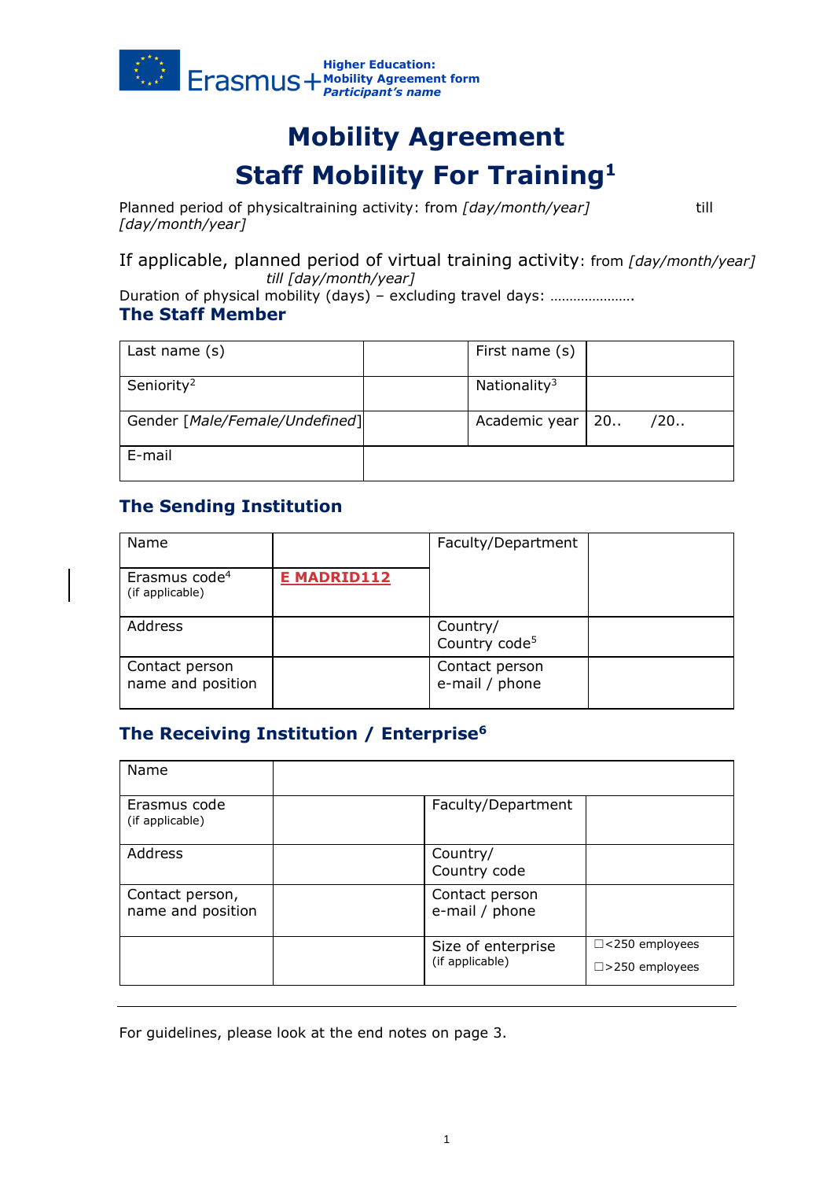# Mobility Agreement

# Staff Mobility For Training[1]

Planned period of physicaltraining activity: from *[day/month/year]* till *[day/month/year]*

If applicable, planned period of virtual training activity: from *[day/month/year]* till *[day/month/year]*

Duration of physical mobility (days) – excluding travel days: ………………….

## The Staff Member

| Last name (s) | | First name (s) | |
|---|---|---|---|
| Seniority[2] | | Nationality[3] | |
| Gender [*Male/Female/Undefined*] | | Academic year | 20.. /20.. |
| E-mail | | | |

## The Sending Institution

| Name | | Faculty/Department | |
|---|---|---|---|
| Erasmus code[4] (if applicable) | **E MADRID112** | | |
| Address | | Country/ Country code[5] | |
| Contact person name and position | | Contact person e-mail / phone | |

## The Receiving Institution / Enterprise[6]

| Name | | | |
|---|---|---|---|
| Erasmus code (if applicable) | | Faculty/Department | |
| Address | | Country/ Country code | |
| Contact person, name and position | | Contact person e-mail / phone | |
| | | Size of enterprise (if applicable) | ☐<250 employees ☐>250 employees |

For guidelines, please look at the end notes on page 3.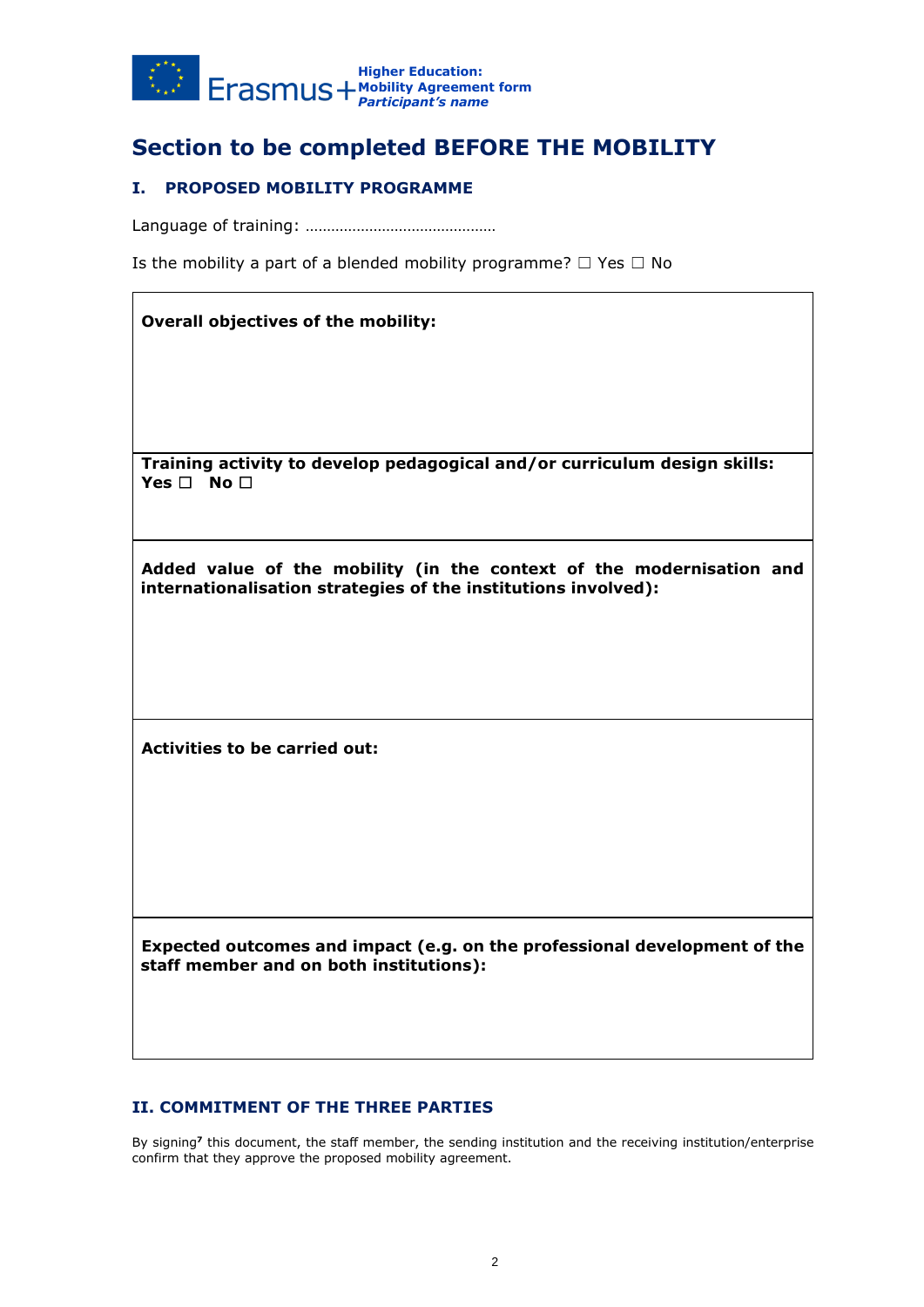## Section to be completed BEFORE THE MOBILITY

### I. PROPOSED MOBILITY PROGRAMME

Language of training: ………………………………………

Is the mobility a part of a blended mobility programme? ☐ Yes ☐ No

| **Overall objectives of the mobility:** |
|---|
| **Training activity to develop pedagogical and/or curriculum design skills:** **Yes ☐ No ☐** |
| **Added value of the mobility (in the context of the modernisation and internationalisation strategies of the institutions involved):** |
| **Activities to be carried out:** |
| **Expected outcomes and impact (e.g. on the professional development of the staff member and on both institutions):** |

### II. COMMITMENT OF THE THREE PARTIES

By signing[7] this document, the staff member, the sending institution and the receiving institution/enterprise confirm that they approve the proposed mobility agreement.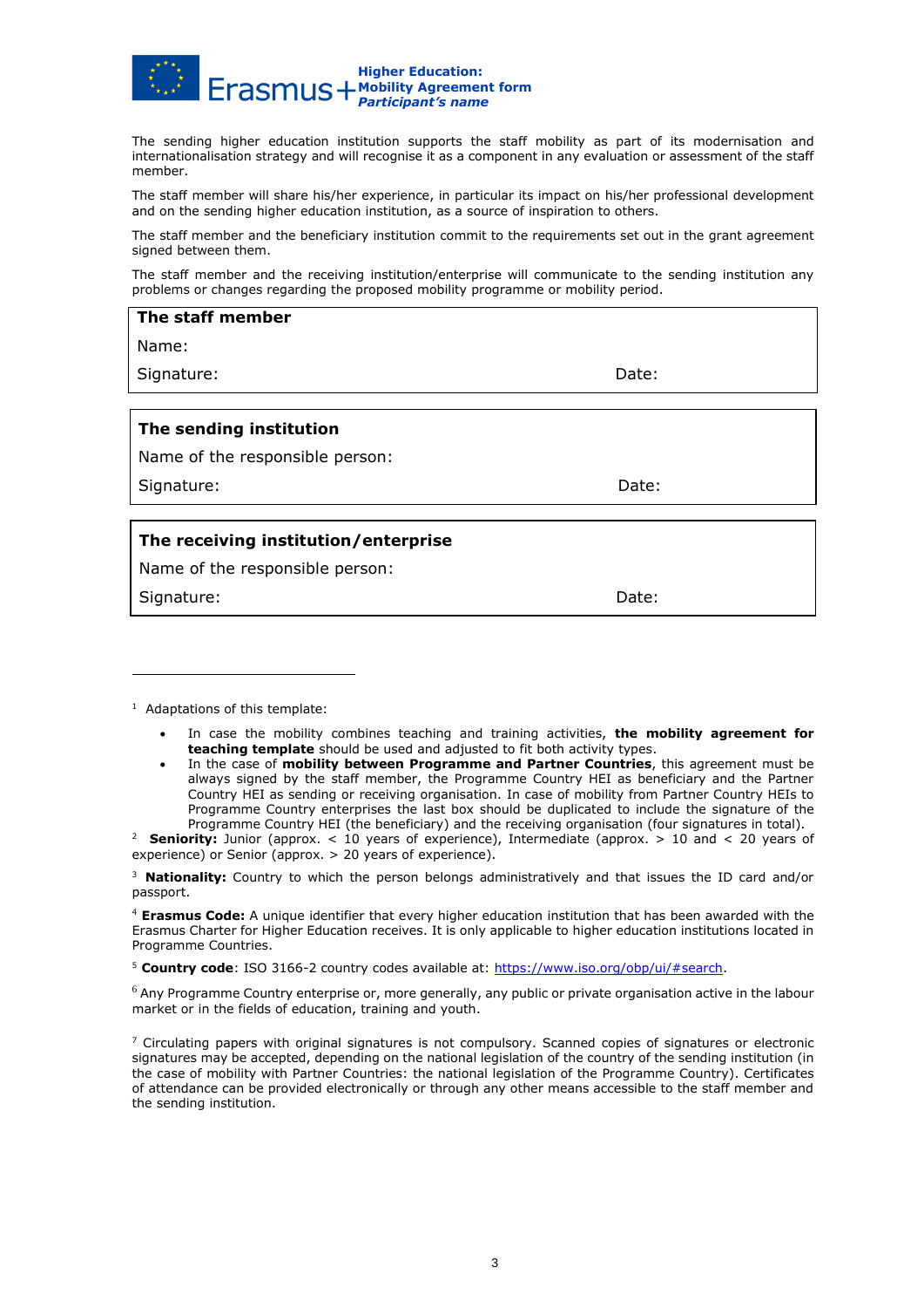The sending higher education institution supports the staff mobility as part of its modernisation and internationalisation strategy and will recognise it as a component in any evaluation or assessment of the staff member.

The staff member will share his/her experience, in particular its impact on his/her professional development and on the sending higher education institution, as a source of inspiration to others.

The staff member and the beneficiary institution commit to the requirements set out in the grant agreement signed between them.

The staff member and the receiving institution/enterprise will communicate to the sending institution any problems or changes regarding the proposed mobility programme or mobility period.

| **The staff member** | |
|---|---|
| Name: | |
| Signature: | Date: |

| **The sending institution** | |
|---|---|
| Name of the responsible person: | |
| Signature: | Date: |

| **The receiving institution/enterprise** | |
|---|---|
| Name of the responsible person: | |
| Signature: | Date: |

---

[1] Adaptations of this template:

- In case the mobility combines teaching and training activities, **the mobility agreement for teaching template** should be used and adjusted to fit both activity types.
- In the case of **mobility between Programme and Partner Countries**, this agreement must be always signed by the staff member, the Programme Country HEI as beneficiary and the Partner Country HEI as sending or receiving organisation. In case of mobility from Partner Country HEIs to Programme Country enterprises the last box should be duplicated to include the signature of the Programme Country HEI (the beneficiary) and the receiving organisation (four signatures in total).

[2] **Seniority:** Junior (approx. < 10 years of experience), Intermediate (approx. > 10 and < 20 years of experience) or Senior (approx. > 20 years of experience).

[3] **Nationality:** Country to which the person belongs administratively and that issues the ID card and/or passport.

[4] **Erasmus Code:** A unique identifier that every higher education institution that has been awarded with the Erasmus Charter for Higher Education receives. It is only applicable to higher education institutions located in Programme Countries.

[5] **Country code**: ISO 3166-2 country codes available at: https://www.iso.org/obp/ui/#search.

[6] Any Programme Country enterprise or, more generally, any public or private organisation active in the labour market or in the fields of education, training and youth.

[7] Circulating papers with original signatures is not compulsory. Scanned copies of signatures or electronic signatures may be accepted, depending on the national legislation of the country of the sending institution (in the case of mobility with Partner Countries: the national legislation of the Programme Country). Certificates of attendance can be provided electronically or through any other means accessible to the staff member and the sending institution.